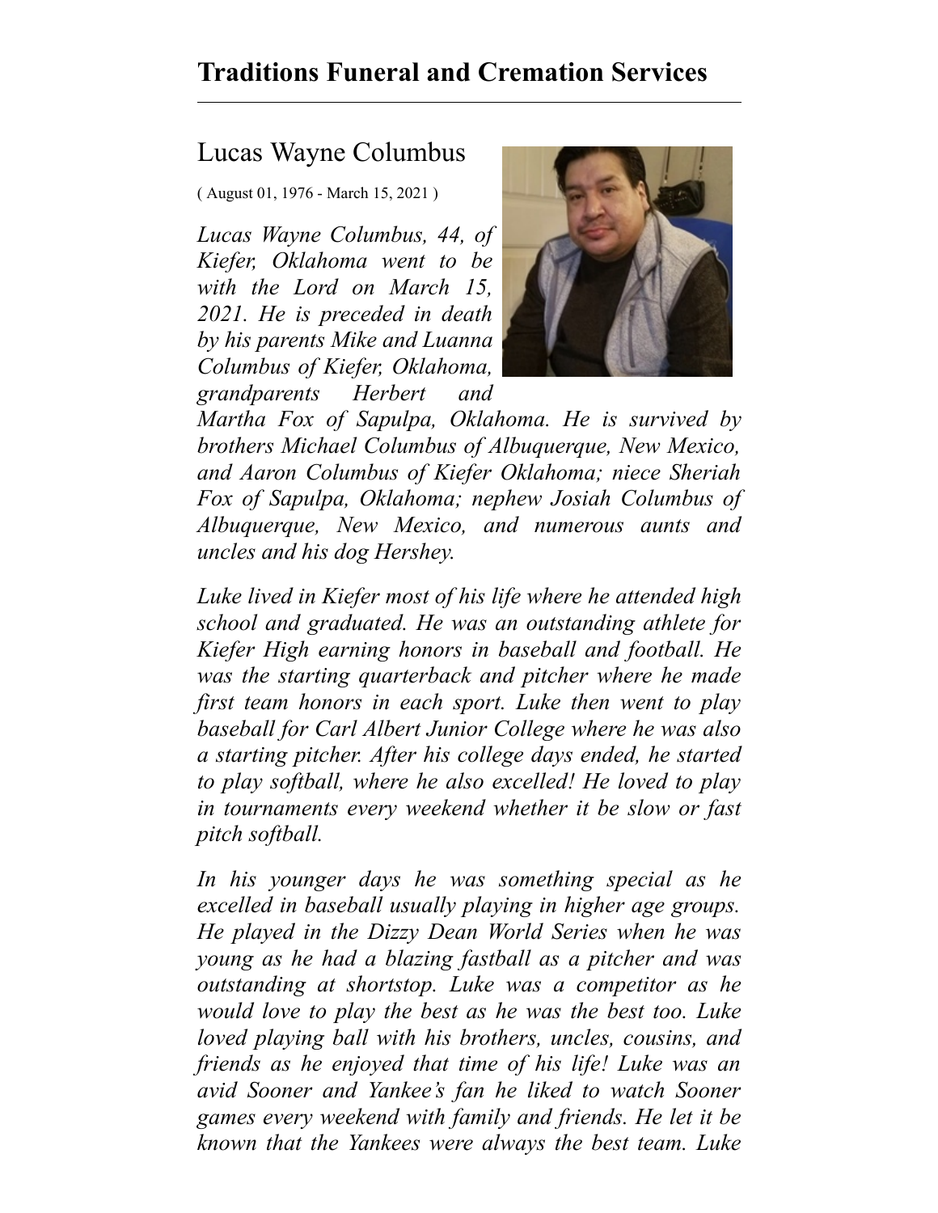# Traditions Funeral and Cremation Services

## Lucas Wayne Columbus

( August 01, 1976 - March 15, 2021 )

*Lucas Wayne Columbus, 44, of Kiefer, Oklahoma went to be with the Lord on March 15, 2021. He is preceded in death by his parents Mike and Luanna Columbus of Kiefer, Oklahoma, grandparents Herbert and Martha Fox of Sapulpa, Oklahoma. He is survived by brothers Michael Columbus of Albuquerque, New Mexico, and Aaron Columbus of Kiefer Oklahoma; niece Sheriah Fox of Sapulpa, Oklahoma; nephew Josiah Columbus of Albuquerque, New Mexico, and numerous aunts and uncles and his dog Hershey.*

*Luke lived in Kiefer most of his life where he attended high school and graduated. He was an outstanding athlete for Kiefer High earning honors in baseball and football. He was the starting quarterback and pitcher where he made first team honors in each sport. Luke then went to play baseball for Carl Albert Junior College where he was also a starting pitcher. After his college days ended, he started to play softball, where he also excelled! He loved to play in tournaments every weekend whether it be slow or fast pitch softball.*

*In his younger days he was something special as he excelled in baseball usually playing in higher age groups. He played in the Dizzy Dean World Series when he was young as he had a blazing fastball as a pitcher and was outstanding at shortstop. Luke was a competitor as he would love to play the best as he was the best too. Luke loved playing ball with his brothers, uncles, cousins, and friends as he enjoyed that time of his life! Luke was an avid Sooner and Yankee's fan he liked to watch Sooner games every weekend with family and friends. He let it be known that the Yankees were always the best team. Luke*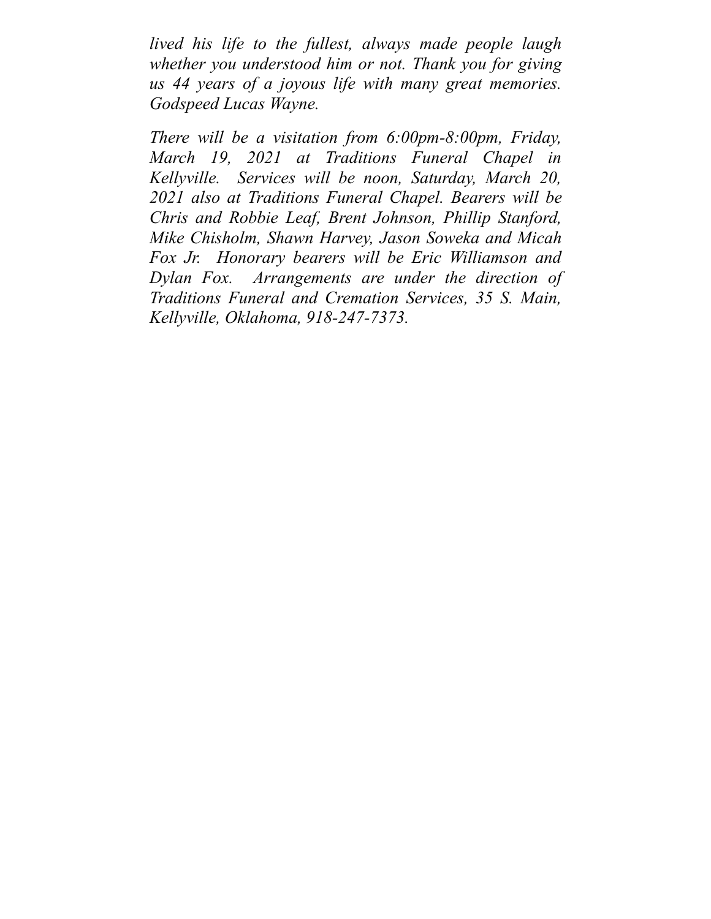*lived his life to the fullest, always made people laugh whether you understood him or not. Thank you for giving us 44 years of a joyous life with many great memories. Godspeed Lucas Wayne.*

*There will be a visitation from 6:00pm-8:00pm, Friday, March 19, 2021 at Traditions Funeral Chapel in Kellyville. Services will be noon, Saturday, March 20, 2021 also at Traditions Funeral Chapel. Bearers will be Chris and Robbie Leaf, Brent Johnson, Phillip Stanford, Mike Chisholm, Shawn Harvey, Jason Soweka and Micah Fox Jr. Honorary bearers will be Eric Williamson and Dylan Fox. Arrangements are under the direction of Traditions Funeral and Cremation Services, 35 S. Main, Kellyville, Oklahoma, 918-247-7373.*